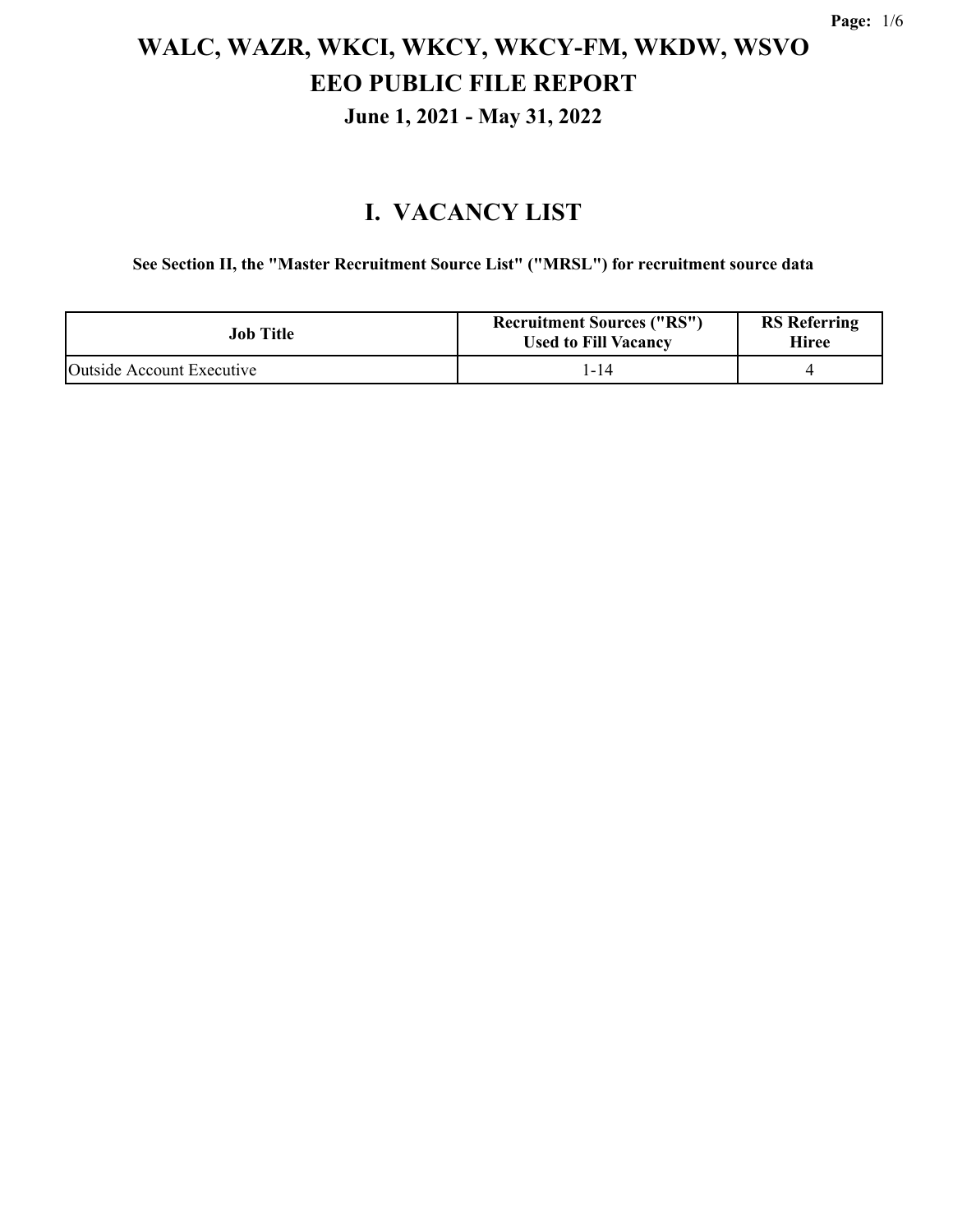# WALC, WAZR, WKCI, WKCY, WKCY-FM, WKDW, WSVO
# EEO PUBLIC FILE REPORT
### June 1, 2021 - May 31, 2022

## I. VACANCY LIST

**See Section II, the "Master Recruitment Source List" ("MRSL") for recruitment source data**

| Job Title | Recruitment Sources ("RS") Used to Fill Vacancy | RS Referring Hiree |
|---|---|---|
| Outside Account Executive | 1-14 | 4 |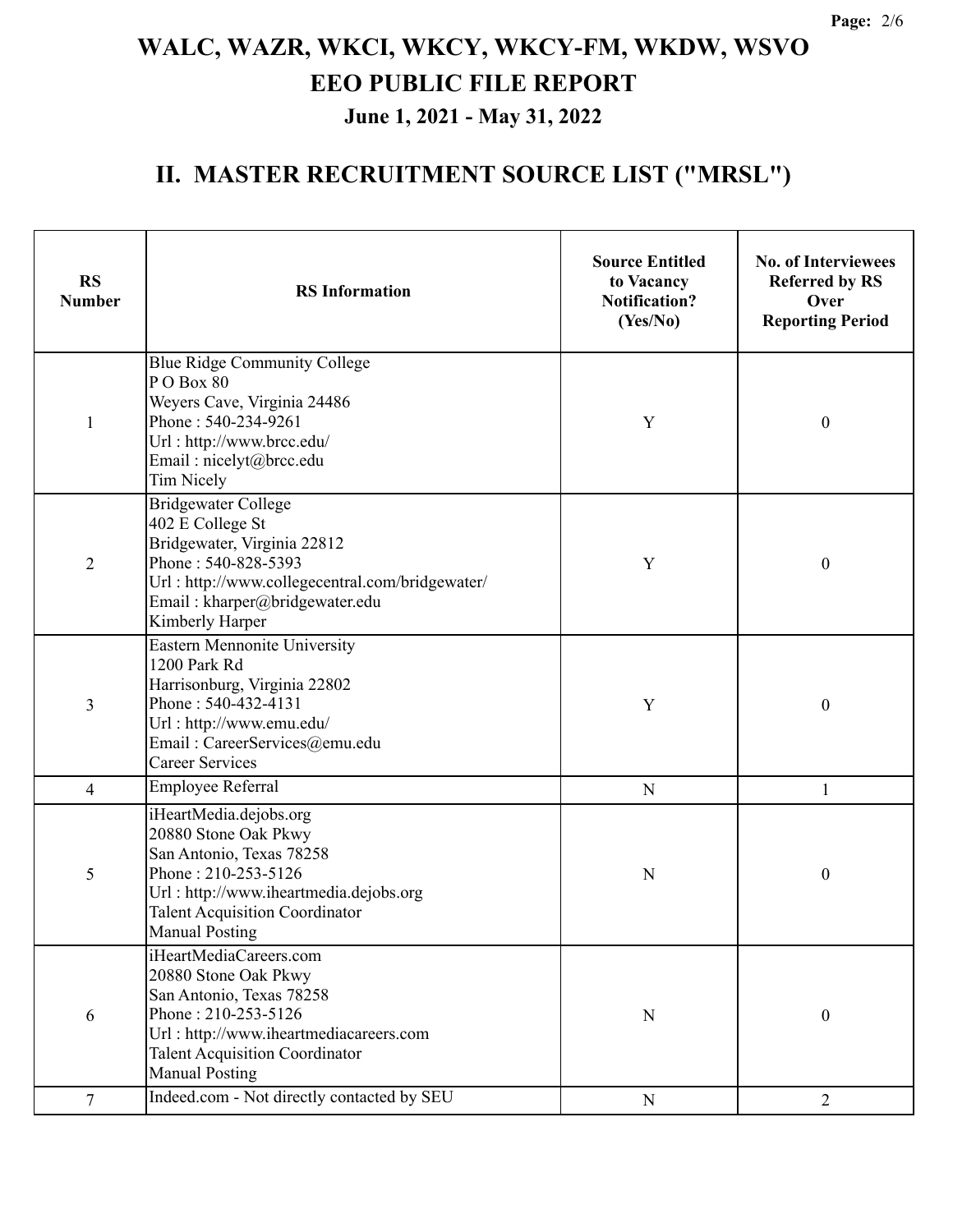# WALC, WAZR, WKCI, WKCY, WKCY-FM, WKDW, WSVO
# EEO PUBLIC FILE REPORT
### June 1, 2021 - May 31, 2022

## II. MASTER RECRUITMENT SOURCE LIST ("MRSL")

| RS Number | RS Information | Source Entitled to Vacancy Notification? (Yes/No) | No. of Interviewees Referred by RS Over Reporting Period |
|---|---|---|---|
| 1 | Blue Ridge Community College<br>P O Box 80<br>Weyers Cave, Virginia 24486<br>Phone : 540-234-9261<br>Url : http://www.brcc.edu/<br>Email : nicelyt@brcc.edu<br>Tim Nicely | Y | 0 |
| 2 | Bridgewater College<br>402 E College St<br>Bridgewater, Virginia 22812<br>Phone : 540-828-5393<br>Url : http://www.collegecentral.com/bridgewater/<br>Email : kharper@bridgewater.edu<br>Kimberly Harper | Y | 0 |
| 3 | Eastern Mennonite University<br>1200 Park Rd<br>Harrisonburg, Virginia 22802<br>Phone : 540-432-4131<br>Url : http://www.emu.edu/<br>Email : CareerServices@emu.edu<br>Career Services | Y | 0 |
| 4 | Employee Referral | N | 1 |
| 5 | iHeartMedia.dejobs.org<br>20880 Stone Oak Pkwy<br>San Antonio, Texas 78258<br>Phone : 210-253-5126<br>Url : http://www.iheartmedia.dejobs.org<br>Talent Acquisition Coordinator<br>Manual Posting | N | 0 |
| 6 | iHeartMediaCareers.com<br>20880 Stone Oak Pkwy<br>San Antonio, Texas 78258<br>Phone : 210-253-5126<br>Url : http://www.iheartmediacareers.com<br>Talent Acquisition Coordinator<br>Manual Posting | N | 0 |
| 7 | Indeed.com - Not directly contacted by SEU | N | 2 |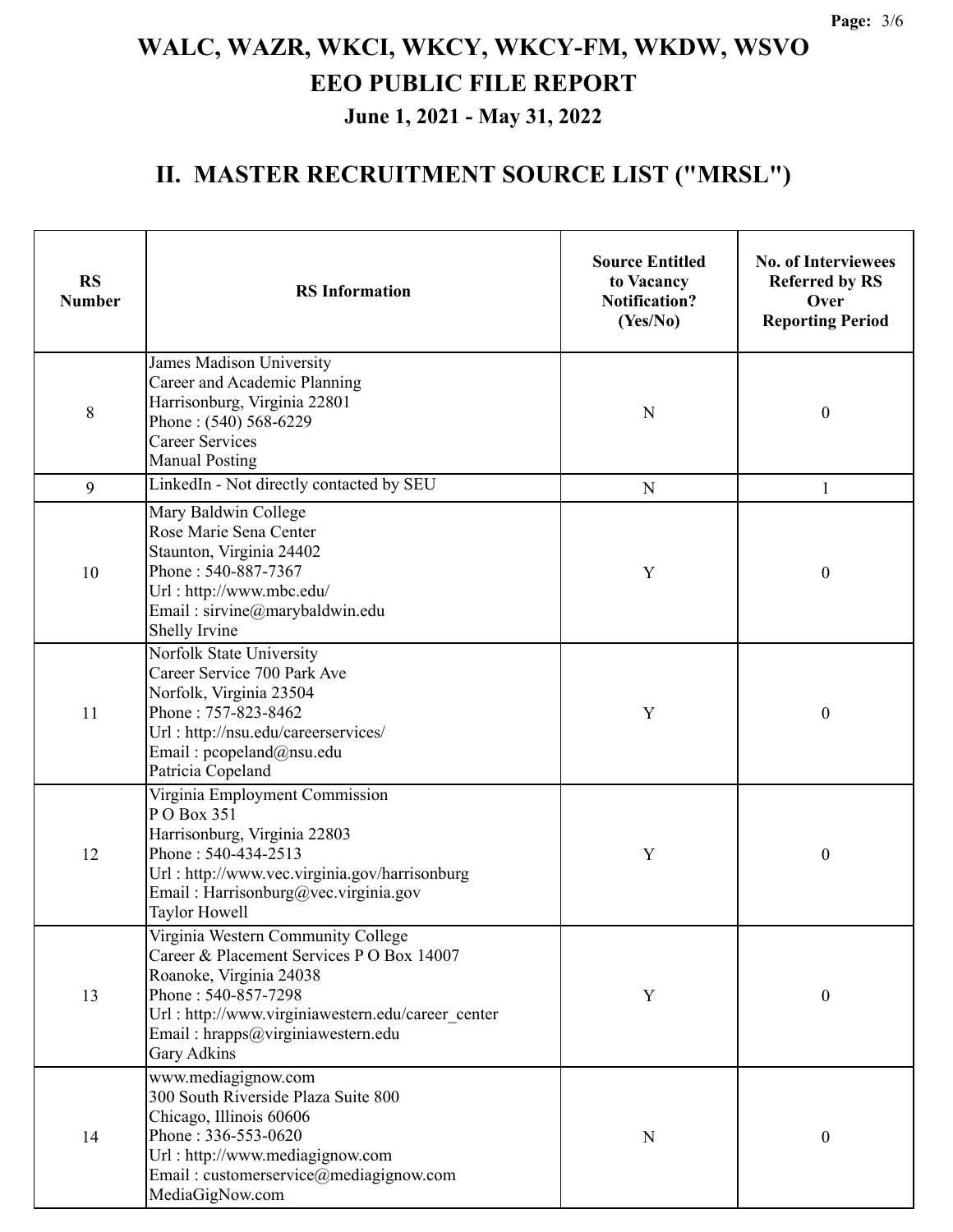# WALC, WAZR, WKCI, WKCY, WKCY-FM, WKDW, WSVO
# EEO PUBLIC FILE REPORT
### June 1, 2021 - May 31, 2022

## II. MASTER RECRUITMENT SOURCE LIST ("MRSL")

| RS Number | RS Information | Source Entitled to Vacancy Notification? (Yes/No) | No. of Interviewees Referred by RS Over Reporting Period |
|---|---|---|---|
| 8 | James Madison University<br>Career and Academic Planning<br>Harrisonburg, Virginia 22801<br>Phone : (540) 568-6229<br>Career Services<br>Manual Posting | N | 0 |
| 9 | LinkedIn - Not directly contacted by SEU | N | 1 |
| 10 | Mary Baldwin College<br>Rose Marie Sena Center<br>Staunton, Virginia 24402<br>Phone : 540-887-7367<br>Url : http://www.mbc.edu/<br>Email : sirvine@marybaldwin.edu<br>Shelly Irvine | Y | 0 |
| 11 | Norfolk State University<br>Career Service 700 Park Ave<br>Norfolk, Virginia 23504<br>Phone : 757-823-8462<br>Url : http://nsu.edu/careerservices/<br>Email : pcopeland@nsu.edu<br>Patricia Copeland | Y | 0 |
| 12 | Virginia Employment Commission<br>P O Box 351<br>Harrisonburg, Virginia 22803<br>Phone : 540-434-2513<br>Url : http://www.vec.virginia.gov/harrisonburg<br>Email : Harrisonburg@vec.virginia.gov<br>Taylor Howell | Y | 0 |
| 13 | Virginia Western Community College<br>Career & Placement Services P O Box 14007<br>Roanoke, Virginia 24038<br>Phone : 540-857-7298<br>Url : http://www.virginiawestern.edu/career_center<br>Email : hrapps@virginiawestern.edu<br>Gary Adkins | Y | 0 |
| 14 | www.mediagignow.com<br>300 South Riverside Plaza Suite 800<br>Chicago, Illinois 60606<br>Phone : 336-553-0620<br>Url : http://www.mediagignow.com<br>Email : customerservice@mediagignow.com<br>MediaGigNow.com | N | 0 |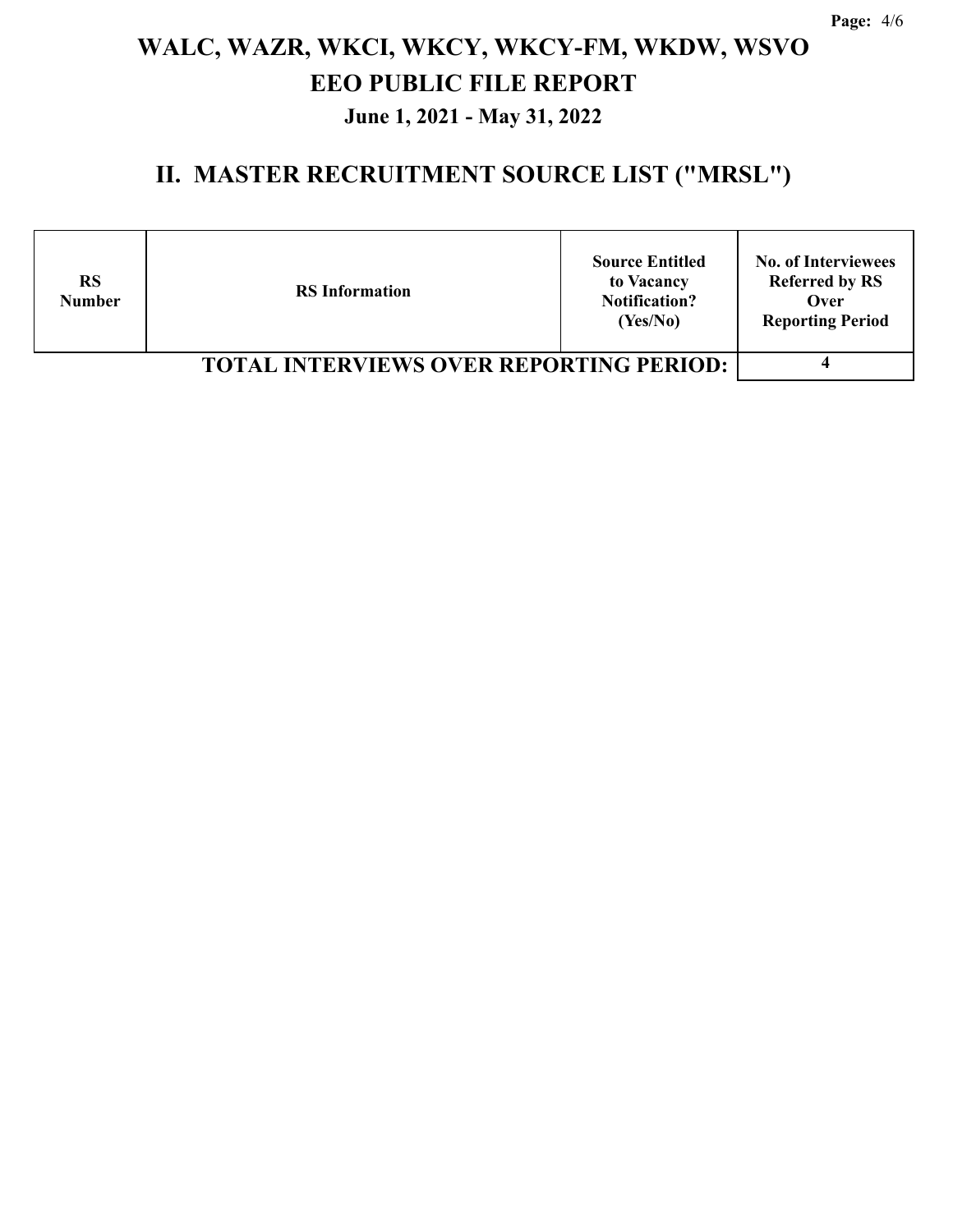# WALC, WAZR, WKCI, WKCY, WKCY-FM, WKDW, WSVO
## EEO PUBLIC FILE REPORT
### June 1, 2021 - May 31, 2022

## II. MASTER RECRUITMENT SOURCE LIST ("MRSL")

| RS Number | RS Information | Source Entitled to Vacancy Notification? (Yes/No) | No. of Interviewees Referred by RS Over Reporting Period |
|---|---|---|---|
| | | **TOTAL INTERVIEWS OVER REPORTING PERIOD:** | 4 |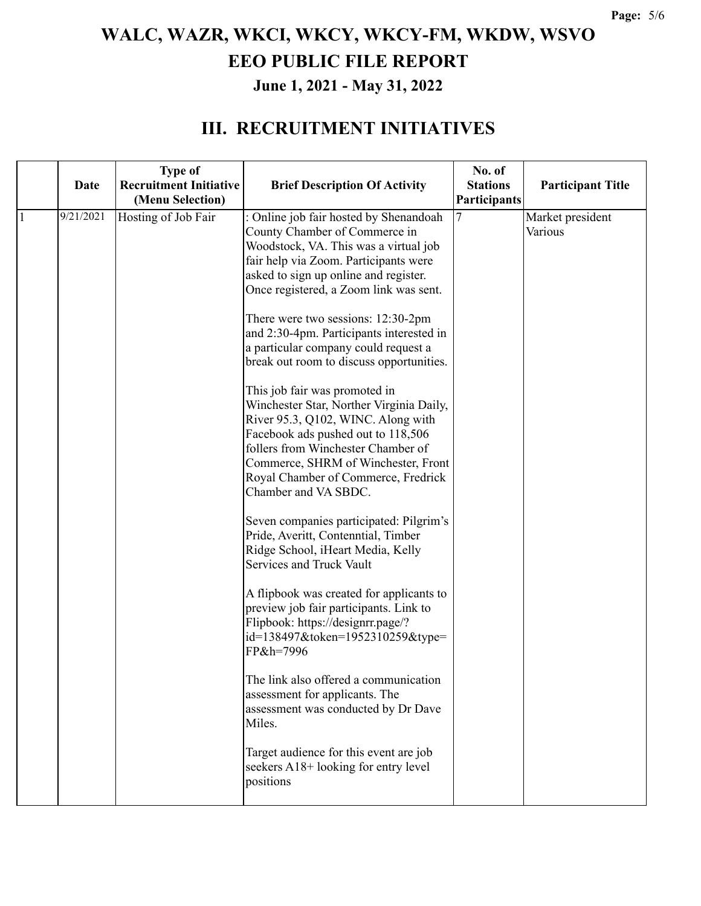# WALC, WAZR, WKCI, WKCY, WKCY-FM, WKDW, WSVO
# EEO PUBLIC FILE REPORT
### June 1, 2021 - May 31, 2022

## III. RECRUITMENT INITIATIVES

| | Date | Type of Recruitment Initiative (Menu Selection) | Brief Description Of Activity | No. of Stations Participants | Participant Title |
|---|---|---|---|---|---|
| 1 | 9/21/2021 | Hosting of Job Fair | : Online job fair hosted by Shenandoah County Chamber of Commerce in Woodstock, VA. This was a virtual job fair help via Zoom. Participants were asked to sign up online and register. Once registered, a Zoom link was sent.<br><br>There were two sessions: 12:30-2pm and 2:30-4pm. Participants interested in a particular company could request a break out room to discuss opportunities.<br><br>This job fair was promoted in Winchester Star, Norther Virginia Daily, River 95.3, Q102, WINC. Along with Facebook ads pushed out to 118,506 follers from Winchester Chamber of Commerce, SHRM of Winchester, Front Royal Chamber of Commerce, Fredrick Chamber and VA SBDC.<br><br>Seven companies participated: Pilgrim's Pride, Averitt, Contenntial, Timber Ridge School, iHeart Media, Kelly Services and Truck Vault<br><br>A flipbook was created for applicants to preview job fair participants. Link to Flipbook: https://designrr.page/?id=138497&token=1952310259&type=FP&h=7996<br><br>The link also offered a communication assessment for applicants. The assessment was conducted by Dr Dave Miles.<br><br>Target audience for this event are job seekers A18+ looking for entry level positions | 7 | Market president<br>Various |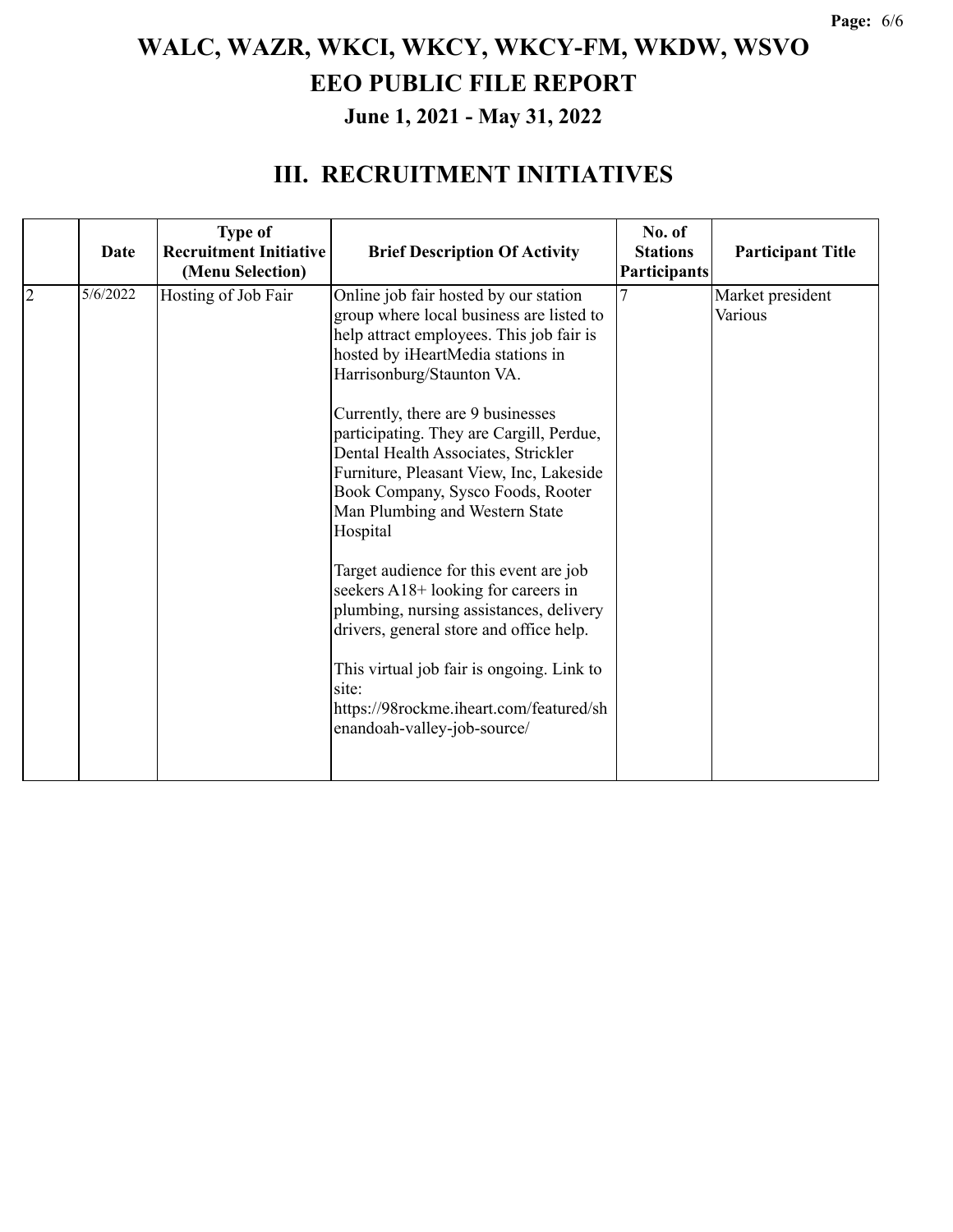# WALC, WAZR, WKCI, WKCY, WKCY-FM, WKDW, WSVO
# EEO PUBLIC FILE REPORT
### June 1, 2021 - May 31, 2022

## III. RECRUITMENT INITIATIVES

| | Date | Type of Recruitment Initiative (Menu Selection) | Brief Description Of Activity | No. of Stations Participants | Participant Title |
|---|---|---|---|---|---|
| 2 | 5/6/2022 | Hosting of Job Fair | Online job fair hosted by our station group where local business are listed to help attract employees. This job fair is hosted by iHeartMedia stations in Harrisonburg/Staunton VA.<br><br>Currently, there are 9 businesses participating. They are Cargill, Perdue, Dental Health Associates, Strickler Furniture, Pleasant View, Inc, Lakeside Book Company, Sysco Foods, Rooter Man Plumbing and Western State Hospital<br><br>Target audience for this event are job seekers A18+ looking for careers in plumbing, nursing assistances, delivery drivers, general store and office help.<br><br>This virtual job fair is ongoing. Link to site: https://98rockme.iheart.com/featured/shenandoah-valley-job-source/ | 7 | Market president<br>Various |